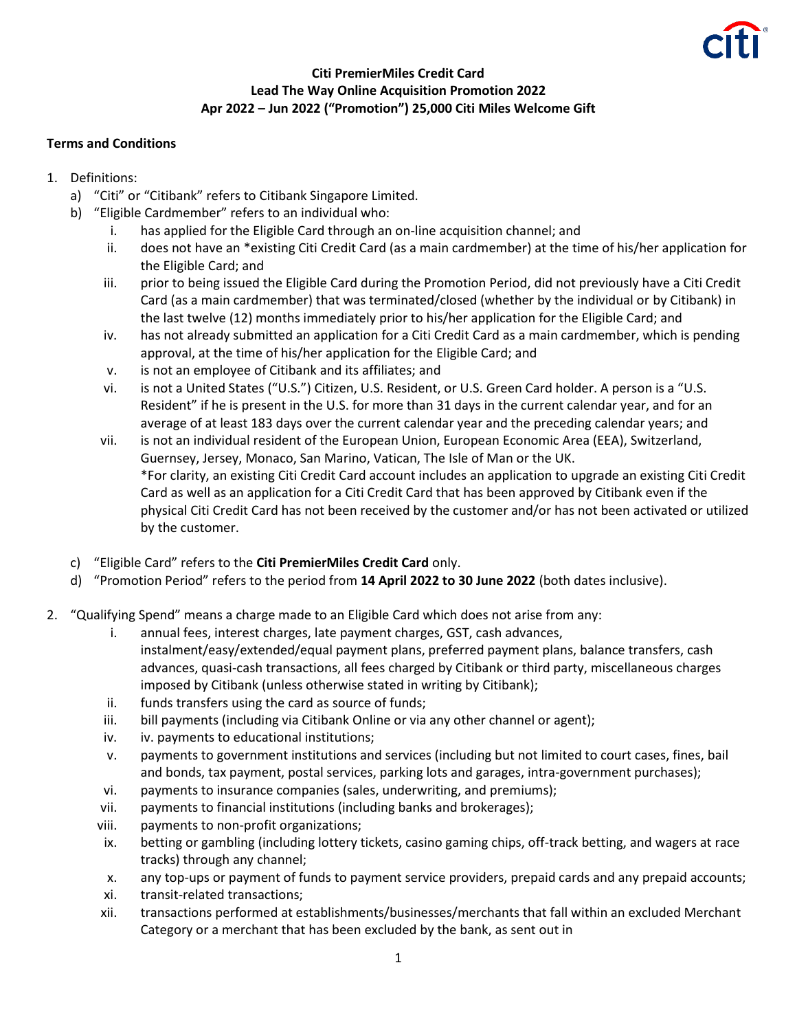**Citi PremierMiles Credit Card**
**Lead The Way Online Acquisition Promotion 2022**
**Apr 2022 – Jun 2022 ("Promotion") 25,000 Citi Miles Welcome Gift**

**Terms and Conditions**

1. Definitions:
   a) "Citi" or "Citibank" refers to Citibank Singapore Limited.
   b) "Eligible Cardmember" refers to an individual who:
      i. has applied for the Eligible Card through an on-line acquisition channel; and
      ii. does not have an *existing Citi Credit Card (as a main cardmember) at the time of his/her application for the Eligible Card; and
      iii. prior to being issued the Eligible Card during the Promotion Period, did not previously have a Citi Credit Card (as a main cardmember) that was terminated/closed (whether by the individual or by Citibank) in the last twelve (12) months immediately prior to his/her application for the Eligible Card; and
      iv. has not already submitted an application for a Citi Credit Card as a main cardmember, which is pending approval, at the time of his/her application for the Eligible Card; and
      v. is not an employee of Citibank and its affiliates; and
      vi. is not a United States ("U.S.") Citizen, U.S. Resident, or U.S. Green Card holder. A person is a "U.S. Resident" if he is present in the U.S. for more than 31 days in the current calendar year, and for an average of at least 183 days over the current calendar year and the preceding calendar years; and
      vii. is not an individual resident of the European Union, European Economic Area (EEA), Switzerland, Guernsey, Jersey, Monaco, San Marino, Vatican, The Isle of Man or the UK.
      *For clarity, an existing Citi Credit Card account includes an application to upgrade an existing Citi Credit Card as well as an application for a Citi Credit Card that has been approved by Citibank even if the physical Citi Credit Card has not been received by the customer and/or has not been activated or utilized by the customer.
   c) "Eligible Card" refers to the **Citi PremierMiles Credit Card** only.
   d) "Promotion Period" refers to the period from **14 April 2022 to 30 June 2022** (both dates inclusive).

2. "Qualifying Spend" means a charge made to an Eligible Card which does not arise from any:
   i. annual fees, interest charges, late payment charges, GST, cash advances, instalment/easy/extended/equal payment plans, preferred payment plans, balance transfers, cash advances, quasi-cash transactions, all fees charged by Citibank or third party, miscellaneous charges imposed by Citibank (unless otherwise stated in writing by Citibank);
   ii. funds transfers using the card as source of funds;
   iii. bill payments (including via Citibank Online or via any other channel or agent);
   iv. iv. payments to educational institutions;
   v. payments to government institutions and services (including but not limited to court cases, fines, bail and bonds, tax payment, postal services, parking lots and garages, intra-government purchases);
   vi. payments to insurance companies (sales, underwriting, and premiums);
   vii. payments to financial institutions (including banks and brokerages);
   viii. payments to non-profit organizations;
   ix. betting or gambling (including lottery tickets, casino gaming chips, off-track betting, and wagers at race tracks) through any channel;
   x. any top-ups or payment of funds to payment service providers, prepaid cards and any prepaid accounts;
   xi. transit-related transactions;
   xii. transactions performed at establishments/businesses/merchants that fall within an excluded Merchant Category or a merchant that has been excluded by the bank, as sent out in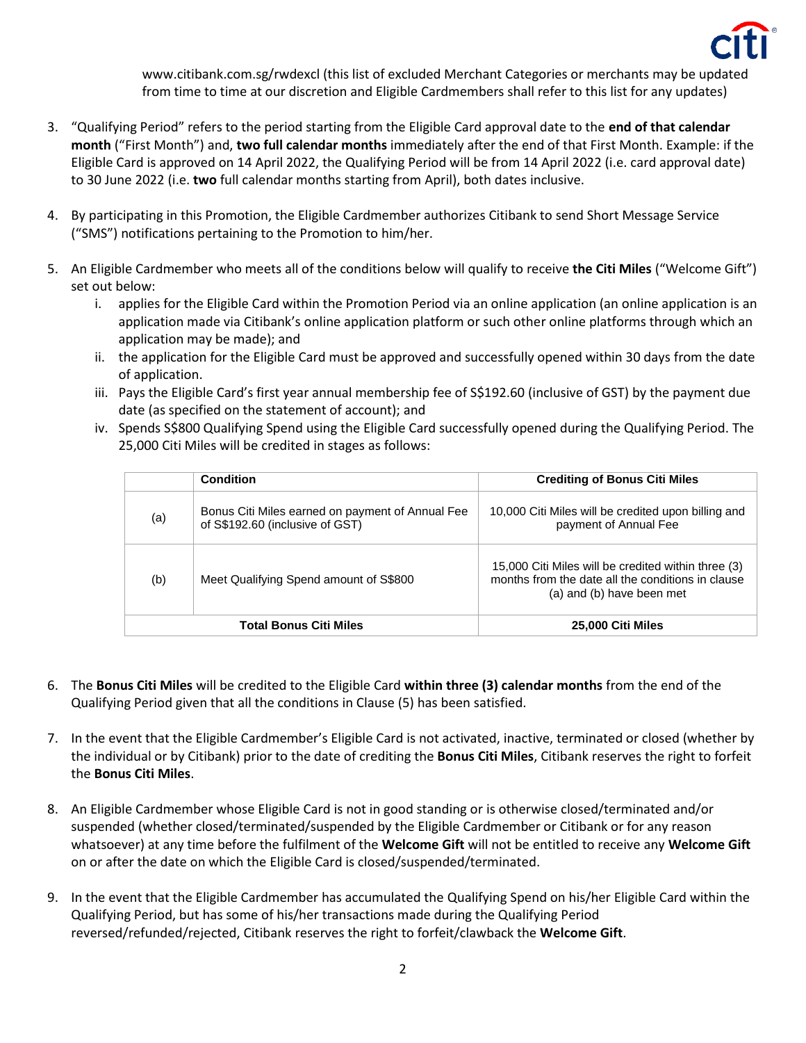www.citibank.com.sg/rwdexcl (this list of excluded Merchant Categories or merchants may be updated from time to time at our discretion and Eligible Cardmembers shall refer to this list for any updates)

3. "Qualifying Period" refers to the period starting from the Eligible Card approval date to the **end of that calendar month** ("First Month") and, **two full calendar months** immediately after the end of that First Month. Example: if the Eligible Card is approved on 14 April 2022, the Qualifying Period will be from 14 April 2022 (i.e. card approval date) to 30 June 2022 (i.e. **two** full calendar months starting from April), both dates inclusive.

4. By participating in this Promotion, the Eligible Cardmember authorizes Citibank to send Short Message Service ("SMS") notifications pertaining to the Promotion to him/her.

5. An Eligible Cardmember who meets all of the conditions below will qualify to receive **the Citi Miles** ("Welcome Gift") set out below:
   i. applies for the Eligible Card within the Promotion Period via an online application (an online application is an application made via Citibank's online application platform or such other online platforms through which an application may be made); and
   ii. the application for the Eligible Card must be approved and successfully opened within 30 days from the date of application.
   iii. Pays the Eligible Card's first year annual membership fee of S$192.60 (inclusive of GST) by the payment due date (as specified on the statement of account); and
   iv. Spends S$800 Qualifying Spend using the Eligible Card successfully opened during the Qualifying Period. The 25,000 Citi Miles will be credited in stages as follows:

| | Condition | Crediting of Bonus Citi Miles |
|---|---|---|
| (a) | Bonus Citi Miles earned on payment of Annual Fee of S$192.60 (inclusive of GST) | 10,000 Citi Miles will be credited upon billing and payment of Annual Fee |
| (b) | Meet Qualifying Spend amount of S$800 | 15,000 Citi Miles will be credited within three (3) months from the date all the conditions in clause (a) and (b) have been met |
| **Total Bonus Citi Miles** | | **25,000 Citi Miles** |

6. The **Bonus Citi Miles** will be credited to the Eligible Card **within three (3) calendar months** from the end of the Qualifying Period given that all the conditions in Clause (5) has been satisfied.

7. In the event that the Eligible Cardmember's Eligible Card is not activated, inactive, terminated or closed (whether by the individual or by Citibank) prior to the date of crediting the **Bonus Citi Miles**, Citibank reserves the right to forfeit the **Bonus Citi Miles**.

8. An Eligible Cardmember whose Eligible Card is not in good standing or is otherwise closed/terminated and/or suspended (whether closed/terminated/suspended by the Eligible Cardmember or Citibank or for any reason whatsoever) at any time before the fulfilment of the **Welcome Gift** will not be entitled to receive any **Welcome Gift** on or after the date on which the Eligible Card is closed/suspended/terminated.

9. In the event that the Eligible Cardmember has accumulated the Qualifying Spend on his/her Eligible Card within the Qualifying Period, but has some of his/her transactions made during the Qualifying Period reversed/refunded/rejected, Citibank reserves the right to forfeit/clawback the **Welcome Gift**.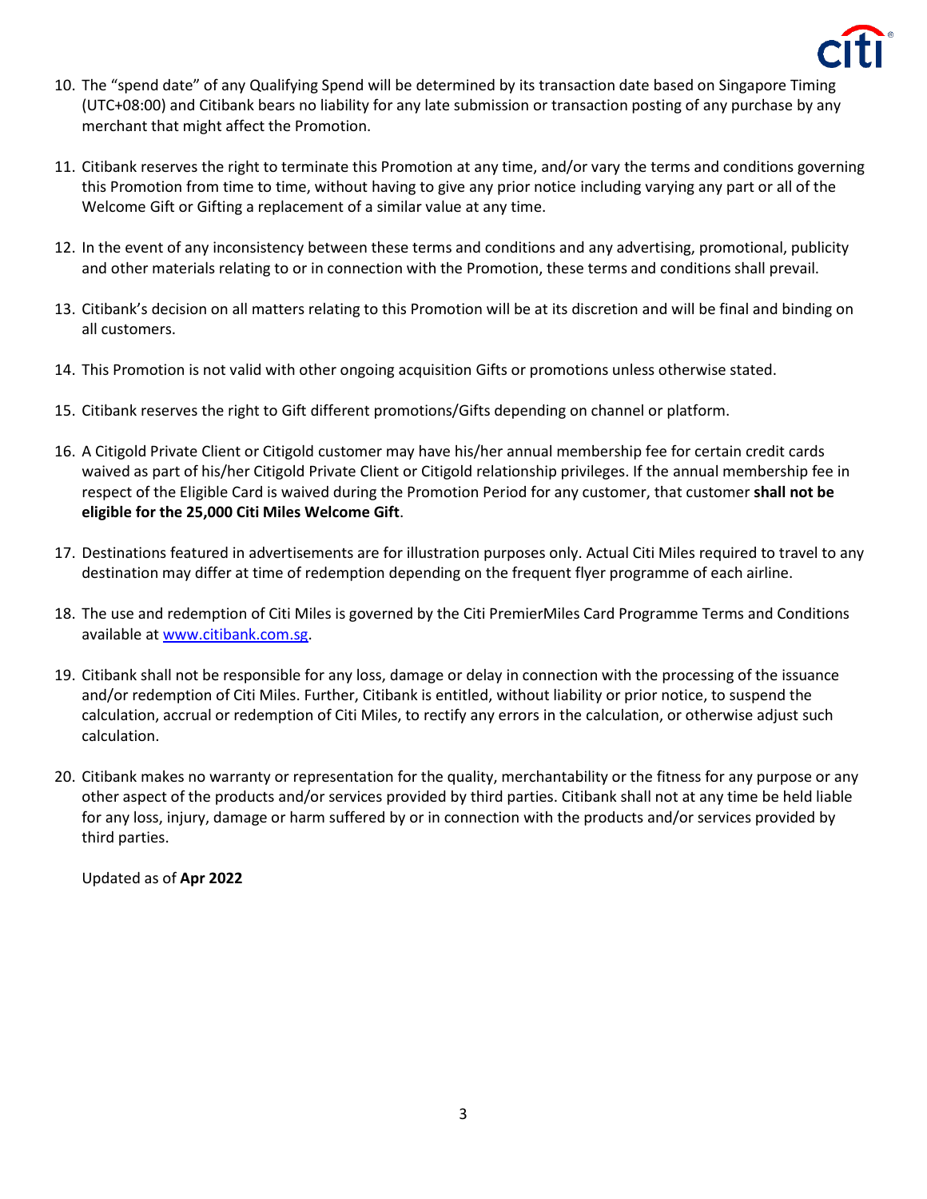10. The "spend date" of any Qualifying Spend will be determined by its transaction date based on Singapore Timing (UTC+08:00) and Citibank bears no liability for any late submission or transaction posting of any purchase by any merchant that might affect the Promotion.

11. Citibank reserves the right to terminate this Promotion at any time, and/or vary the terms and conditions governing this Promotion from time to time, without having to give any prior notice including varying any part or all of the Welcome Gift or Gifting a replacement of a similar value at any time.

12. In the event of any inconsistency between these terms and conditions and any advertising, promotional, publicity and other materials relating to or in connection with the Promotion, these terms and conditions shall prevail.

13. Citibank's decision on all matters relating to this Promotion will be at its discretion and will be final and binding on all customers.

14. This Promotion is not valid with other ongoing acquisition Gifts or promotions unless otherwise stated.

15. Citibank reserves the right to Gift different promotions/Gifts depending on channel or platform.

16. A Citigold Private Client or Citigold customer may have his/her annual membership fee for certain credit cards waived as part of his/her Citigold Private Client or Citigold relationship privileges. If the annual membership fee in respect of the Eligible Card is waived during the Promotion Period for any customer, that customer **shall not be eligible for the 25,000 Citi Miles Welcome Gift**.

17. Destinations featured in advertisements are for illustration purposes only. Actual Citi Miles required to travel to any destination may differ at time of redemption depending on the frequent flyer programme of each airline.

18. The use and redemption of Citi Miles is governed by the Citi PremierMiles Card Programme Terms and Conditions available at [www.citibank.com.sg](www.citibank.com.sg).

19. Citibank shall not be responsible for any loss, damage or delay in connection with the processing of the issuance and/or redemption of Citi Miles. Further, Citibank is entitled, without liability or prior notice, to suspend the calculation, accrual or redemption of Citi Miles, to rectify any errors in the calculation, or otherwise adjust such calculation.

20. Citibank makes no warranty or representation for the quality, merchantability or the fitness for any purpose or any other aspect of the products and/or services provided by third parties. Citibank shall not at any time be held liable for any loss, injury, damage or harm suffered by or in connection with the products and/or services provided by third parties.

Updated as of **Apr 2022**